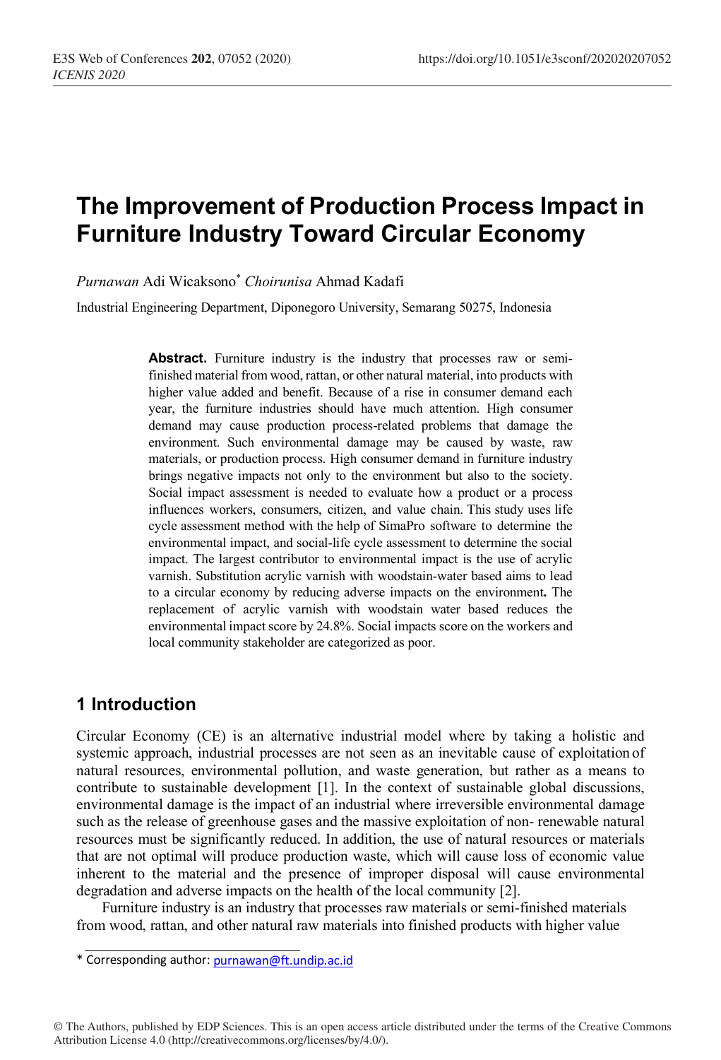# The Improvement of Production Process Impact in Furniture Industry Toward Circular Economy

*Purnawan* Adi Wicaksono* *Choirunisa* Ahmad Kadafi

Industrial Engineering Department, Diponegoro University, Semarang 50275, Indonesia

**Abstract.** Furniture industry is the industry that processes raw or semi-finished material from wood, rattan, or other natural material, into products with higher value added and benefit. Because of a rise in consumer demand each year, the furniture industries should have much attention. High consumer demand may cause production process-related problems that damage the environment. Such environmental damage may be caused by waste, raw materials, or production process. High consumer demand in furniture industry brings negative impacts not only to the environment but also to the society. Social impact assessment is needed to evaluate how a product or a process influences workers, consumers, citizen, and value chain. This study uses life cycle assessment method with the help of SimaPro software to determine the environmental impact, and social-life cycle assessment to determine the social impact. The largest contributor to environmental impact is the use of acrylic varnish. Substitution acrylic varnish with woodstain-water based aims to lead to a circular economy by reducing adverse impacts on the environment**.** The replacement of acrylic varnish with woodstain water based reduces the environmental impact score by 24.8%. Social impacts score on the workers and local community stakeholder are categorized as poor.

## 1 Introduction

Circular Economy (CE) is an alternative industrial model where by taking a holistic and systemic approach, industrial processes are not seen as an inevitable cause of exploitation of natural resources, environmental pollution, and waste generation, but rather as a means to contribute to sustainable development [1]. In the context of sustainable global discussions, environmental damage is the impact of an industrial where irreversible environmental damage such as the release of greenhouse gases and the massive exploitation of non- renewable natural resources must be significantly reduced. In addition, the use of natural resources or materials that are not optimal will produce production waste, which will cause loss of economic value inherent to the material and the presence of improper disposal will cause environmental degradation and adverse impacts on the health of the local community [2].

Furniture industry is an industry that processes raw materials or semi-finished materials from wood, rattan, and other natural raw materials into finished products with higher value

* Corresponding author: purnawan@ft.undip.ac.id

© The Authors, published by EDP Sciences. This is an open access article distributed under the terms of the Creative Commons Attribution License 4.0 (http://creativecommons.org/licenses/by/4.0/).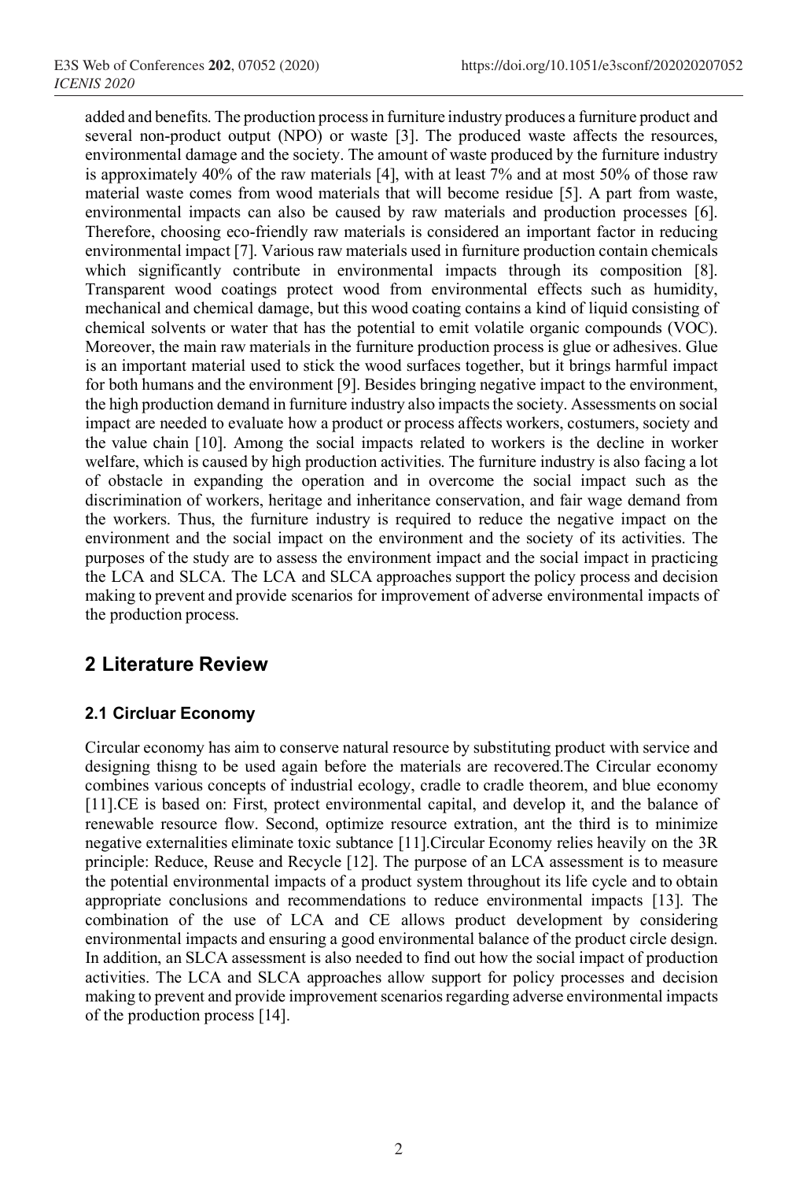added and benefits. The production process in furniture industry produces a furniture product and several non-product output (NPO) or waste [3]. The produced waste affects the resources, environmental damage and the society. The amount of waste produced by the furniture industry is approximately 40% of the raw materials [4], with at least 7% and at most 50% of those raw material waste comes from wood materials that will become residue [5]. A part from waste, environmental impacts can also be caused by raw materials and production processes [6]. Therefore, choosing eco-friendly raw materials is considered an important factor in reducing environmental impact [7]. Various raw materials used in furniture production contain chemicals which significantly contribute in environmental impacts through its composition [8]. Transparent wood coatings protect wood from environmental effects such as humidity, mechanical and chemical damage, but this wood coating contains a kind of liquid consisting of chemical solvents or water that has the potential to emit volatile organic compounds (VOC). Moreover, the main raw materials in the furniture production process is glue or adhesives. Glue is an important material used to stick the wood surfaces together, but it brings harmful impact for both humans and the environment [9]. Besides bringing negative impact to the environment, the high production demand in furniture industry also impacts the society. Assessments on social impact are needed to evaluate how a product or process affects workers, costumers, society and the value chain [10]. Among the social impacts related to workers is the decline in worker welfare, which is caused by high production activities. The furniture industry is also facing a lot of obstacle in expanding the operation and in overcome the social impact such as the discrimination of workers, heritage and inheritance conservation, and fair wage demand from the workers. Thus, the furniture industry is required to reduce the negative impact on the environment and the social impact on the environment and the society of its activities. The purposes of the study are to assess the environment impact and the social impact in practicing the LCA and SLCA. The LCA and SLCA approaches support the policy process and decision making to prevent and provide scenarios for improvement of adverse environmental impacts of the production process.

## 2 Literature Review

### 2.1 Circluar Economy

Circular economy has aim to conserve natural resource by substituting product with service and designing thisng to be used again before the materials are recovered.The Circular economy combines various concepts of industrial ecology, cradle to cradle theorem, and blue economy [11].CE is based on: First, protect environmental capital, and develop it, and the balance of renewable resource flow. Second, optimize resource extration, ant the third is to minimize negative externalities eliminate toxic subtance [11].Circular Economy relies heavily on the 3R principle: Reduce, Reuse and Recycle [12]. The purpose of an LCA assessment is to measure the potential environmental impacts of a product system throughout its life cycle and to obtain appropriate conclusions and recommendations to reduce environmental impacts [13]. The combination of the use of LCA and CE allows product development by considering environmental impacts and ensuring a good environmental balance of the product circle design. In addition, an SLCA assessment is also needed to find out how the social impact of production activities. The LCA and SLCA approaches allow support for policy processes and decision making to prevent and provide improvement scenarios regarding adverse environmental impacts of the production process [14].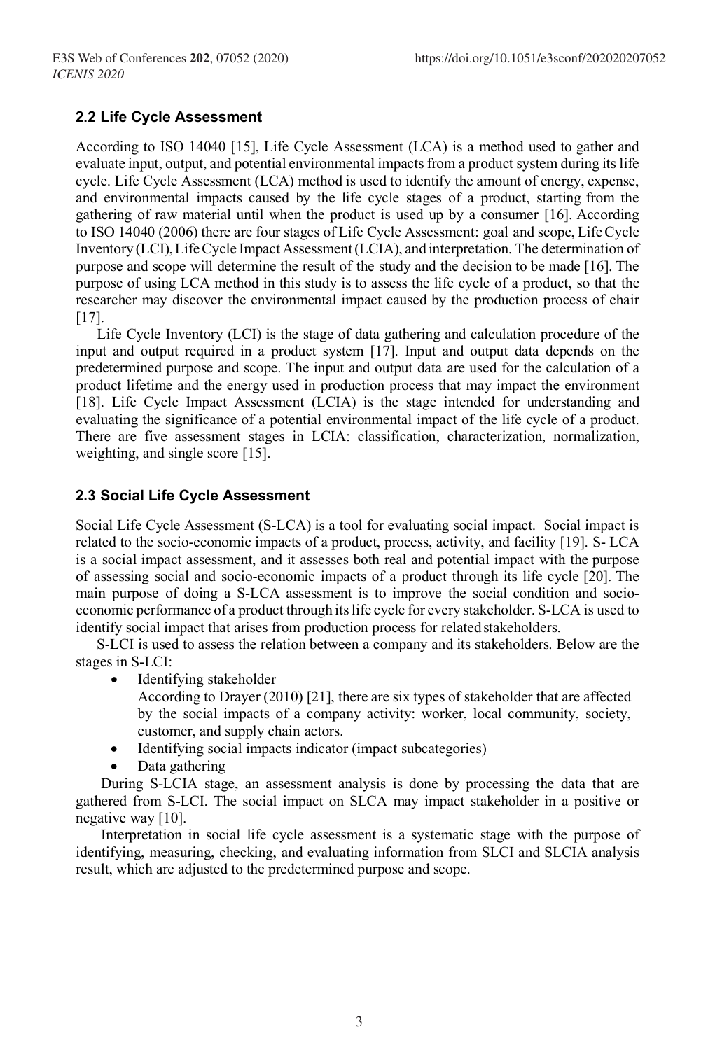### 2.2 Life Cycle Assessment

According to ISO 14040 [15], Life Cycle Assessment (LCA) is a method used to gather and evaluate input, output, and potential environmental impacts from a product system during its life cycle. Life Cycle Assessment (LCA) method is used to identify the amount of energy, expense, and environmental impacts caused by the life cycle stages of a product, starting from the gathering of raw material until when the product is used up by a consumer [16]. According to ISO 14040 (2006) there are four stages of Life Cycle Assessment: goal and scope, Life Cycle Inventory (LCI), Life Cycle Impact Assessment (LCIA), and interpretation. The determination of purpose and scope will determine the result of the study and the decision to be made [16]. The purpose of using LCA method in this study is to assess the life cycle of a product, so that the researcher may discover the environmental impact caused by the production process of chair [17].

Life Cycle Inventory (LCI) is the stage of data gathering and calculation procedure of the input and output required in a product system [17]. Input and output data depends on the predetermined purpose and scope. The input and output data are used for the calculation of a product lifetime and the energy used in production process that may impact the environment [18]. Life Cycle Impact Assessment (LCIA) is the stage intended for understanding and evaluating the significance of a potential environmental impact of the life cycle of a product. There are five assessment stages in LCIA: classification, characterization, normalization, weighting, and single score [15].

### 2.3 Social Life Cycle Assessment

Social Life Cycle Assessment (S-LCA) is a tool for evaluating social impact. Social impact is related to the socio-economic impacts of a product, process, activity, and facility [19]. S- LCA is a social impact assessment, and it assesses both real and potential impact with the purpose of assessing social and socio-economic impacts of a product through its life cycle [20]. The main purpose of doing a S-LCA assessment is to improve the social condition and socio-economic performance of a product through its life cycle for every stakeholder. S-LCA is used to identify social impact that arises from production process for related stakeholders.

S-LCI is used to assess the relation between a company and its stakeholders. Below are the stages in S-LCI:

- Identifying stakeholder
  According to Drayer (2010) [21], there are six types of stakeholder that are affected by the social impacts of a company activity: worker, local community, society, customer, and supply chain actors.
- Identifying social impacts indicator (impact subcategories)
- Data gathering

During S-LCIA stage, an assessment analysis is done by processing the data that are gathered from S-LCI. The social impact on SLCA may impact stakeholder in a positive or negative way [10].

Interpretation in social life cycle assessment is a systematic stage with the purpose of identifying, measuring, checking, and evaluating information from SLCI and SLCIA analysis result, which are adjusted to the predetermined purpose and scope.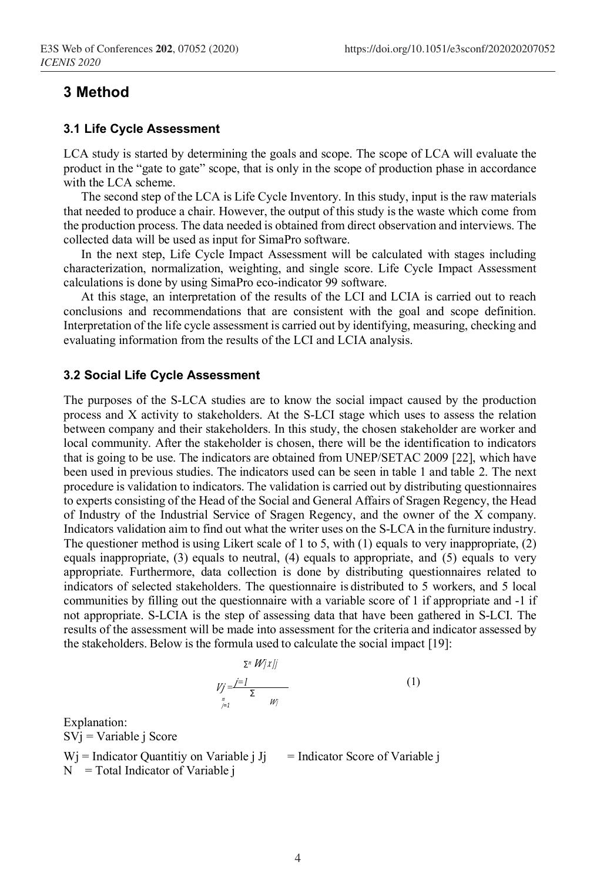# 3 Method

## 3.1 Life Cycle Assessment

LCA study is started by determining the goals and scope. The scope of LCA will evaluate the product in the "gate to gate" scope, that is only in the scope of production phase in accordance with the LCA scheme.

The second step of the LCA is Life Cycle Inventory. In this study, input is the raw materials that needed to produce a chair. However, the output of this study is the waste which come from the production process. The data needed is obtained from direct observation and interviews. The collected data will be used as input for SimaPro software.

In the next step, Life Cycle Impact Assessment will be calculated with stages including characterization, normalization, weighting, and single score. Life Cycle Impact Assessment calculations is done by using SimaPro eco-indicator 99 software.

At this stage, an interpretation of the results of the LCI and LCIA is carried out to reach conclusions and recommendations that are consistent with the goal and scope definition. Interpretation of the life cycle assessment is carried out by identifying, measuring, checking and evaluating information from the results of the LCI and LCIA analysis.

## 3.2 Social Life Cycle Assessment

The purposes of the S-LCA studies are to know the social impact caused by the production process and X activity to stakeholders. At the S-LCI stage which uses to assess the relation between company and their stakeholders. In this study, the chosen stakeholder are worker and local community. After the stakeholder is chosen, there will be the identification to indicators that is going to be use. The indicators are obtained from UNEP/SETAC 2009 [22], which have been used in previous studies. The indicators used can be seen in table 1 and table 2. The next procedure is validation to indicators. The validation is carried out by distributing questionnaires to experts consisting of the Head of the Social and General Affairs of Sragen Regency, the Head of Industry of the Industrial Service of Sragen Regency, and the owner of the X company. Indicators validation aim to find out what the writer uses on the S-LCA in the furniture industry. The questioner method is using Likert scale of 1 to 5, with (1) equals to very inappropriate, (2) equals inappropriate, (3) equals to neutral, (4) equals to appropriate, and (5) equals to very appropriate. Furthermore, data collection is done by distributing questionnaires related to indicators of selected stakeholders. The questionnaire is distributed to 5 workers, and 5 local communities by filling out the questionnaire with a variable score of 1 if appropriate and -1 if not appropriate. S-LCIA is the step of assessing data that have been gathered in S-LCI. The results of the assessment will be made into assessment for the criteria and indicator assessed by the stakeholders. Below is the formula used to calculate the social impact [19]:

$$V_j = \frac{\sum_{j=1}^{n} W_j \, x \, J_j}{\sum_{j=1}^{n} W_j} \tag{1}$$

Explanation:
SVj = Variable j Score

Wj = Indicator Quantitiy on Variable j Jj = Indicator Score of Variable j
N = Total Indicator of Variable j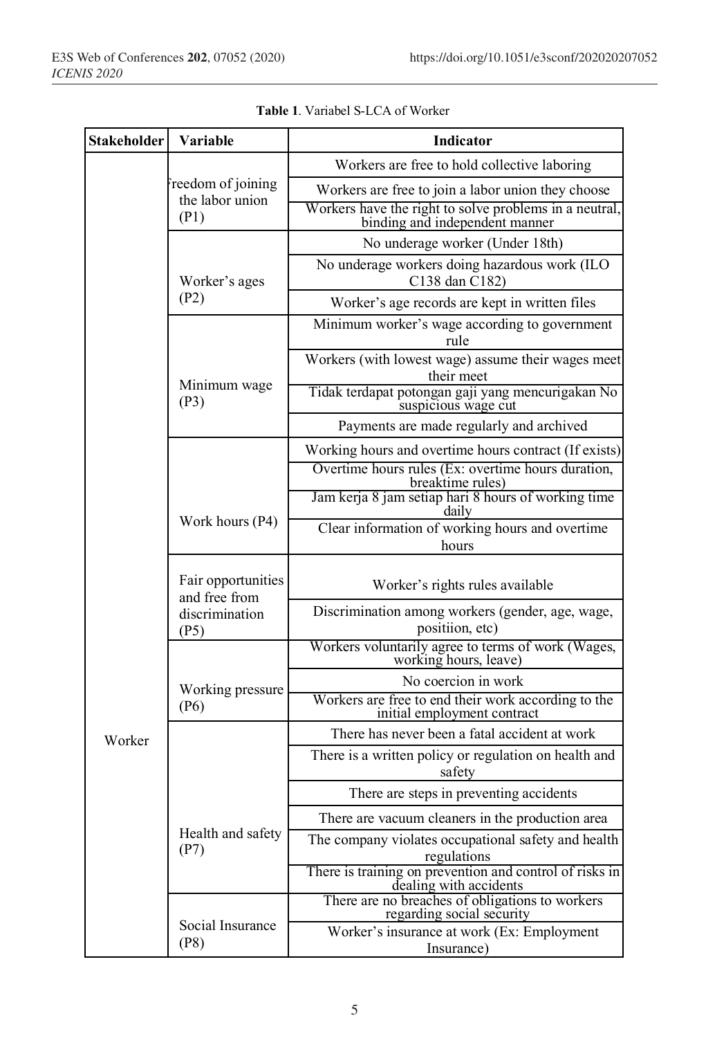**Table 1**. Variabel S-LCA of Worker

| Stakeholder | Variable | Indicator |
|---|---|---|
| Worker | Freedom of joining the labor union (P1) | Workers are free to hold collective laboring |
| | | Workers are free to join a labor union they choose |
| | | Workers have the right to solve problems in a neutral, binding and independent manner |
| | Worker's ages (P2) | No underage worker (Under 18th) |
| | | No underage workers doing hazardous work (ILO C138 dan C182) |
| | | Worker's age records are kept in written files |
| | Minimum wage (P3) | Minimum worker's wage according to government rule |
| | | Workers (with lowest wage) assume their wages meet their meet |
| | | Tidak terdapat potongan gaji yang mencurigakan No suspicious wage cut |
| | | Payments are made regularly and archived |
| | Work hours (P4) | Working hours and overtime hours contract (If exists) |
| | | Overtime hours rules (Ex: overtime hours duration, breaktime rules) |
| | | Jam kerja 8 jam setiap hari 8 hours of working time daily |
| | | Clear information of working hours and overtime hours |
| | Fair opportunities and free from discrimination (P5) | Worker's rights rules available |
| | | Discrimination among workers (gender, age, wage, positiion, etc) |
| | Working pressure (P6) | Workers voluntarily agree to terms of work (Wages, working hours, leave) |
| | | No coercion in work |
| | | Workers are free to end their work according to the initial employment contract |
| | Health and safety (P7) | There has never been a fatal accident at work |
| | | There is a written policy or regulation on health and safety |
| | | There are steps in preventing accidents |
| | | There are vacuum cleaners in the production area |
| | | The company violates occupational safety and health regulations |
| | | There is training on prevention and control of risks in dealing with accidents |
| | Social Insurance (P8) | There are no breaches of obligations to workers regarding social security |
| | | Worker's insurance at work (Ex: Employment Insurance) |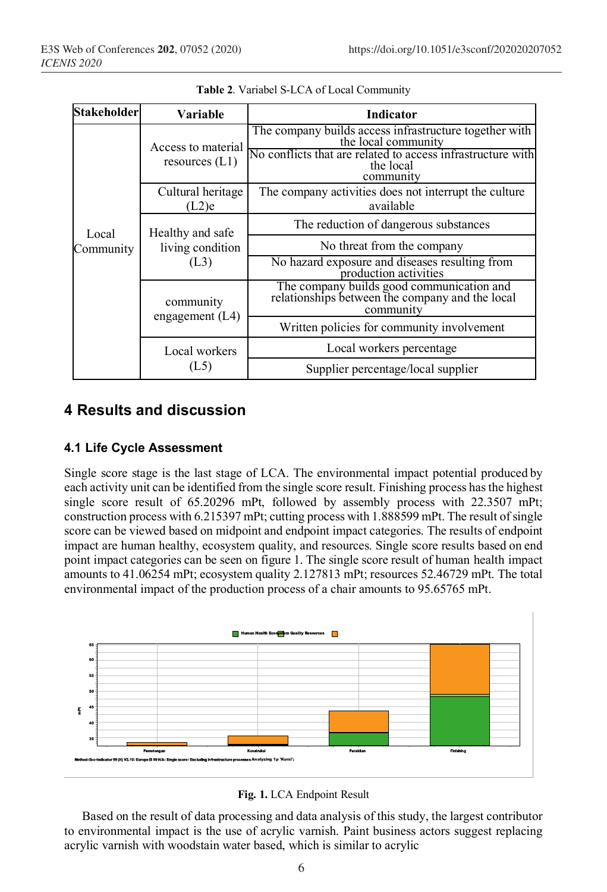**Table 2**. Variabel S-LCA of Local Community

| Stakeholder | Variable | Indicator |
|---|---|---|
| Local Community | Access to material resources (L1) | The company builds access infrastructure together with the local community |
| | | No conflicts that are related to access infrastructure with the local community |
| | Cultural heritage (L2)e | The company activities does not interrupt the culture available |
| | Healthy and safe living condition (L3) | The reduction of dangerous substances |
| | | No threat from the company |
| | | No hazard exposure and diseases resulting from production activities |
| | community engagement (L4) | The company builds good communication and relationships between the company and the local community |
| | | Written policies for community involvement |
| | Local workers (L5) | Local workers percentage |
| | | Supplier percentage/local supplier |

## 4 Results and discussion

### 4.1 Life Cycle Assessment

Single score stage is the last stage of LCA. The environmental impact potential produced by each activity unit can be identified from the single score result. Finishing process has the highest single score result of 65.20296 mPt, followed by assembly process with 22.3507 mPt; construction process with 6.215397 mPt; cutting process with 1.888599 mPt. The result of single score can be viewed based on midpoint and endpoint impact categories. The results of endpoint impact are human healthy, ecosystem quality, and resources. Single score results based on end point impact categories can be seen on figure 1. The single score result of human health impact amounts to 41.06254 mPt; ecosystem quality 2.127813 mPt; resources 52.46729 mPt. The total environmental impact of the production process of a chair amounts to 95.65765 mPt.

**Fig. 1.** LCA Endpoint Result

Based on the result of data processing and data analysis of this study, the largest contributor to environmental impact is the use of acrylic varnish. Paint business actors suggest replacing acrylic varnish with woodstain water based, which is similar to acrylic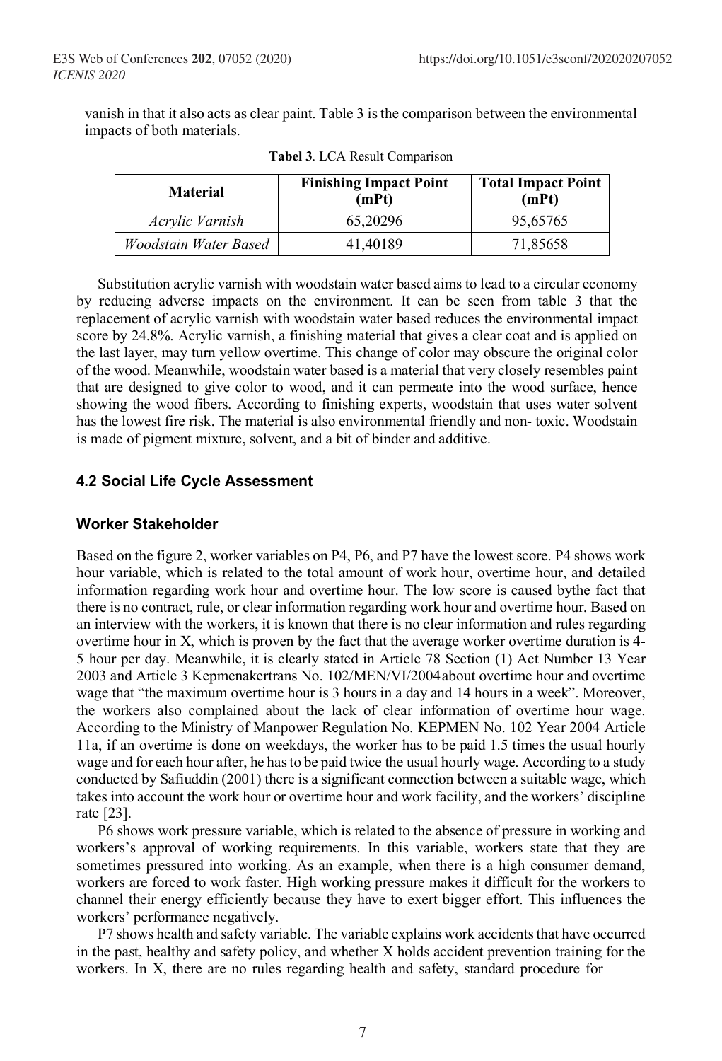vanish in that it also acts as clear paint. Table 3 is the comparison between the environmental impacts of both materials.

**Tabel 3**. LCA Result Comparison

| Material | Finishing Impact Point (mPt) | Total Impact Point (mPt) |
|---|---|---|
| *Acrylic Varnish* | 65,20296 | 95,65765 |
| *Woodstain Water Based* | 41,40189 | 71,85658 |

Substitution acrylic varnish with woodstain water based aims to lead to a circular economy by reducing adverse impacts on the environment. It can be seen from table 3 that the replacement of acrylic varnish with woodstain water based reduces the environmental impact score by 24.8%. Acrylic varnish, a finishing material that gives a clear coat and is applied on the last layer, may turn yellow overtime. This change of color may obscure the original color of the wood. Meanwhile, woodstain water based is a material that very closely resembles paint that are designed to give color to wood, and it can permeate into the wood surface, hence showing the wood fibers. According to finishing experts, woodstain that uses water solvent has the lowest fire risk. The material is also environmental friendly and non- toxic. Woodstain is made of pigment mixture, solvent, and a bit of binder and additive.

### 4.2 Social Life Cycle Assessment

#### Worker Stakeholder

Based on the figure 2, worker variables on P4, P6, and P7 have the lowest score. P4 shows work hour variable, which is related to the total amount of work hour, overtime hour, and detailed information regarding work hour and overtime hour. The low score is caused bythe fact that there is no contract, rule, or clear information regarding work hour and overtime hour. Based on an interview with the workers, it is known that there is no clear information and rules regarding overtime hour in X, which is proven by the fact that the average worker overtime duration is 4-5 hour per day. Meanwhile, it is clearly stated in Article 78 Section (1) Act Number 13 Year 2003 and Article 3 Kepmenakertrans No. 102/MEN/VI/2004about overtime hour and overtime wage that "the maximum overtime hour is 3 hours in a day and 14 hours in a week". Moreover, the workers also complained about the lack of clear information of overtime hour wage. According to the Ministry of Manpower Regulation No. KEPMEN No. 102 Year 2004 Article 11a, if an overtime is done on weekdays, the worker has to be paid 1.5 times the usual hourly wage and for each hour after, he has to be paid twice the usual hourly wage. According to a study conducted by Safiuddin (2001) there is a significant connection between a suitable wage, which takes into account the work hour or overtime hour and work facility, and the workers' discipline rate [23].

P6 shows work pressure variable, which is related to the absence of pressure in working and workers's approval of working requirements. In this variable, workers state that they are sometimes pressured into working. As an example, when there is a high consumer demand, workers are forced to work faster. High working pressure makes it difficult for the workers to channel their energy efficiently because they have to exert bigger effort. This influences the workers' performance negatively.

P7 shows health and safety variable. The variable explains work accidents that have occurred in the past, healthy and safety policy, and whether X holds accident prevention training for the workers. In X, there are no rules regarding health and safety, standard procedure for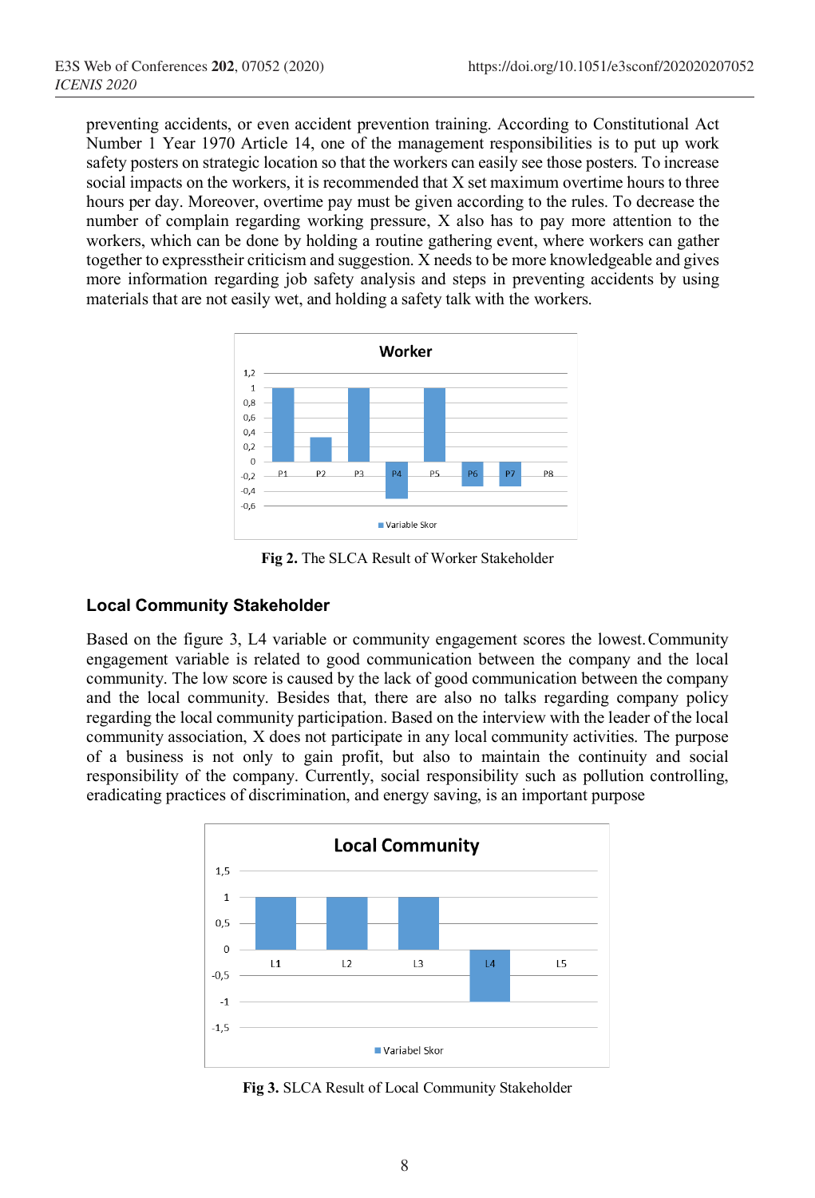preventing accidents, or even accident prevention training. According to Constitutional Act Number 1 Year 1970 Article 14, one of the management responsibilities is to put up work safety posters on strategic location so that the workers can easily see those posters. To increase social impacts on the workers, it is recommended that X set maximum overtime hours to three hours per day. Moreover, overtime pay must be given according to the rules. To decrease the number of complain regarding working pressure, X also has to pay more attention to the workers, which can be done by holding a routine gathering event, where workers can gather together to expresstheir criticism and suggestion. X needs to be more knowledgeable and gives more information regarding job safety analysis and steps in preventing accidents by using materials that are not easily wet, and holding a safety talk with the workers.

**Fig 2.** The SLCA Result of Worker Stakeholder

### Local Community Stakeholder

Based on the figure 3, L4 variable or community engagement scores the lowest. Community engagement variable is related to good communication between the company and the local community. The low score is caused by the lack of good communication between the company and the local community. Besides that, there are also no talks regarding company policy regarding the local community participation. Based on the interview with the leader of the local community association, X does not participate in any local community activities. The purpose of a business is not only to gain profit, but also to maintain the continuity and social responsibility of the company. Currently, social responsibility such as pollution controlling, eradicating practices of discrimination, and energy saving, is an important purpose

**Fig 3.** SLCA Result of Local Community Stakeholder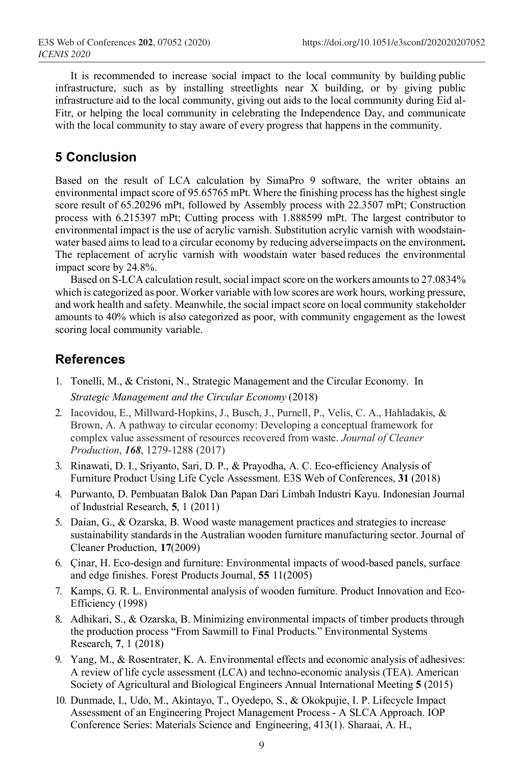It is recommended to increase social impact to the local community by building public infrastructure, such as by installing streetlights near X building, or by giving public infrastructure aid to the local community, giving out aids to the local community during Eid al-Fitr, or helping the local community in celebrating the Independence Day, and communicate with the local community to stay aware of every progress that happens in the community.

## 5 Conclusion

Based on the result of LCA calculation by SimaPro 9 software, the writer obtains an environmental impact score of 95.65765 mPt. Where the finishing process has the highest single score result of 65.20296 mPt, followed by Assembly process with 22.3507 mPt; Construction process with 6.215397 mPt; Cutting process with 1.888599 mPt. The largest contributor to environmental impact is the use of acrylic varnish. Substitution acrylic varnish with woodstain-water based aims to lead to a circular economy by reducing adverse impacts on the environment**.** The replacement of acrylic varnish with woodstain water based reduces the environmental impact score by 24.8%.

Based on S-LCA calculation result, social impact score on the workers amounts to 27.0834% which is categorized as poor. Worker variable with low scores are work hours, working pressure, and work health and safety. Meanwhile, the social impact score on local community stakeholder amounts to 40% which is also categorized as poor, with community engagement as the lowest scoring local community variable.

## References

1. Tonelli, M., & Cristoni, N., Strategic Management and the Circular Economy. In *Strategic Management and the Circular Economy* (2018)
2. Iacovidou, E., Millward-Hopkins, J., Busch, J., Purnell, P., Velis, C. A., Hahladakis, & Brown, A. A pathway to circular economy: Developing a conceptual framework for complex value assessment of resources recovered from waste. *Journal of Cleaner Production*, ***168***, 1279-1288 (2017)
3. Rinawati, D. I., Sriyanto, Sari, D. P., & Prayodha, A. C. Eco-efficiency Analysis of Furniture Product Using Life Cycle Assessment. E3S Web of Conferences, **31** (2018)
4. Purwanto, D. Pembuatan Balok Dan Papan Dari Limbah Industri Kayu. Indonesian Journal of Industrial Research, **5**, 1 (2011)
5. Daian, G., & Ozarska, B. Wood waste management practices and strategies to increase sustainability standards in the Australian wooden furniture manufacturing sector. Journal of Cleaner Production, **17**(2009)
6. Çinar, H. Eco-design and furniture: Environmental impacts of wood-based panels, surface and edge finishes. Forest Products Journal, **55** 11(2005)
7. Kamps, G. R. L. Environmental analysis of wooden furniture. Product Innovation and Eco-Efficiency (1998)
8. Adhikari, S., & Ozarska, B. Minimizing environmental impacts of timber products through the production process "From Sawmill to Final Products." Environmental Systems Research, **7**, 1 (2018)
9. Yang, M., & Rosentrater, K. A. Environmental effects and economic analysis of adhesives: A review of life cycle assessment (LCA) and techno-economic analysis (TEA). American Society of Agricultural and Biological Engineers Annual International Meeting **5** (2015)
10. Dunmade, I., Udo, M., Akintayo, T., Oyedepo, S., & Okokpujie, I. P. Lifecycle Impact Assessment of an Engineering Project Management Process - A SLCA Approach. IOP Conference Series: Materials Science and Engineering, 413(1). Sharaai, A. H.,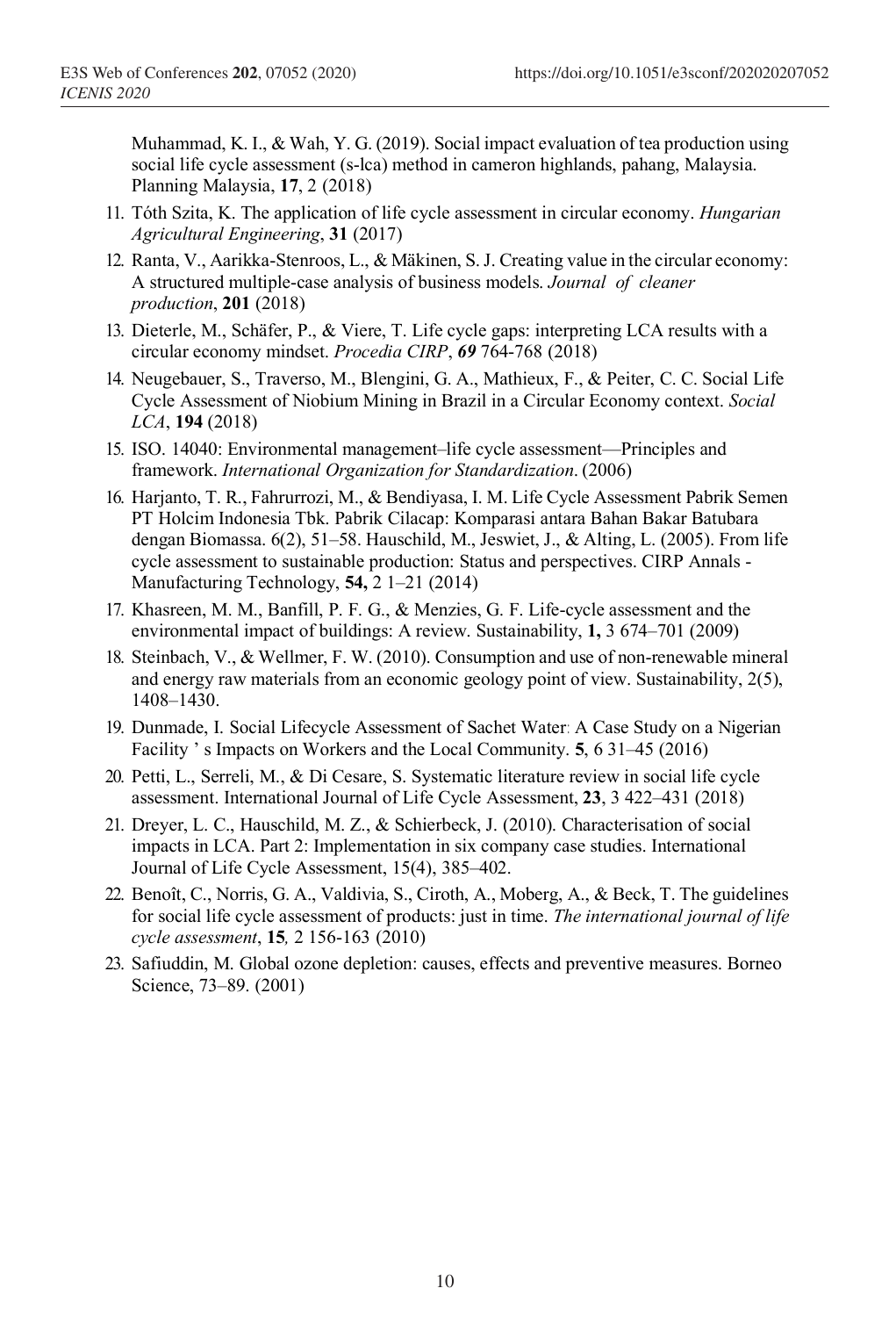Muhammad, K. I., & Wah, Y. G. (2019). Social impact evaluation of tea production using social life cycle assessment (s-lca) method in cameron highlands, pahang, Malaysia. Planning Malaysia, **17**, 2 (2018)

11. Tóth Szita, K. The application of life cycle assessment in circular economy. *Hungarian Agricultural Engineering*, **31** (2017)
12. Ranta, V., Aarikka-Stenroos, L., & Mäkinen, S. J. Creating value in the circular economy: A structured multiple-case analysis of business models. *Journal of cleaner production*, **201** (2018)
13. Dieterle, M., Schäfer, P., & Viere, T. Life cycle gaps: interpreting LCA results with a circular economy mindset. *Procedia CIRP*, ***69*** 764-768 (2018)
14. Neugebauer, S., Traverso, M., Blengini, G. A., Mathieux, F., & Peiter, C. C. Social Life Cycle Assessment of Niobium Mining in Brazil in a Circular Economy context. *Social LCA*, **194** (2018)
15. ISO. 14040: Environmental management–life cycle assessment—Principles and framework. *International Organization for Standardization*. (2006)
16. Harjanto, T. R., Fahrurrozi, M., & Bendiyasa, I. M. Life Cycle Assessment Pabrik Semen PT Holcim Indonesia Tbk. Pabrik Cilacap: Komparasi antara Bahan Bakar Batubara dengan Biomassa. 6(2), 51–58. Hauschild, M., Jeswiet, J., & Alting, L. (2005). From life cycle assessment to sustainable production: Status and perspectives. CIRP Annals - Manufacturing Technology, **54,** 2 1–21 (2014)
17. Khasreen, M. M., Banfill, P. F. G., & Menzies, G. F. Life-cycle assessment and the environmental impact of buildings: A review. Sustainability, **1,** 3 674–701 (2009)
18. Steinbach, V., & Wellmer, F. W. (2010). Consumption and use of non-renewable mineral and energy raw materials from an economic geology point of view. Sustainability, 2(5), 1408–1430.
19. Dunmade, I. Social Lifecycle Assessment of Sachet Water: A Case Study on a Nigerian Facility ' s Impacts on Workers and the Local Community. **5**, 6 31–45 (2016)
20. Petti, L., Serreli, M., & Di Cesare, S. Systematic literature review in social life cycle assessment. International Journal of Life Cycle Assessment, **23**, 3 422–431 (2018)
21. Dreyer, L. C., Hauschild, M. Z., & Schierbeck, J. (2010). Characterisation of social impacts in LCA. Part 2: Implementation in six company case studies. International Journal of Life Cycle Assessment, 15(4), 385–402.
22. Benoît, C., Norris, G. A., Valdivia, S., Ciroth, A., Moberg, A., & Beck, T. The guidelines for social life cycle assessment of products: just in time. *The international journal of life cycle assessment*, **15***,* 2 156-163 (2010)
23. Safiuddin, M. Global ozone depletion: causes, effects and preventive measures. Borneo Science, 73–89. (2001)